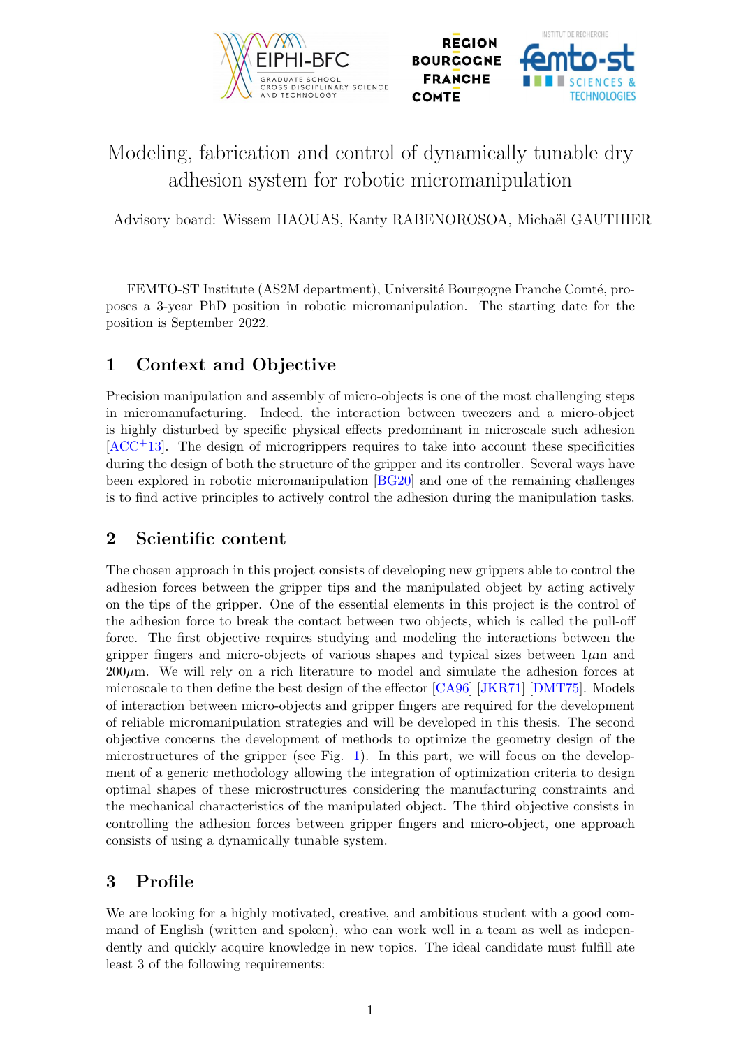# Modeling, fabrication and control of dynamically tunable dry adhesion system for robotic micromanipulation

Advisory board: Wissem HAOUAS, Kanty RABENOROSOA, Michaël GAUTHIER

FEMTO-ST Institute (AS2M department), Université Bourgogne Franche Comté, proposes a 3-year PhD position in robotic micromanipulation. The starting date for the position is September 2022.

## 1 Context and Objective

Precision manipulation and assembly of micro-objects is one of the most challenging steps in micromanufacturing. Indeed, the interaction between tweezers and a micro-object is highly disturbed by specific physical effects predominant in microscale such adhesion [ACC+13]. The design of micrograppers requires to take into account these specificities during the design of both the structure of the gripper and its controller. Several ways have been explored in robotic micromanipulation [BG20] and one of the remaining challenges is to find active principles to actively control the adhesion during the manipulation tasks.

## 2 Scientific content

The chosen approach in this project consists of developing new grippers able to control the adhesion forces between the gripper tips and the manipulated object by acting actively on the tips of the gripper. One of the essential elements in this project is the control of the adhesion force to break the contact between two objects, which is called the pull-off force. The first objective requires studying and modeling the interactions between the gripper fingers and micro-objects of various shapes and typical sizes between $1\mu$m and $200\mu$m. We will rely on a rich literature to model and simulate the adhesion forces at microscale to then define the best design of the effector [CA96] [JKR71] [DMT75]. Models of interaction between micro-objects and gripper fingers are required for the development of reliable micromanipulation strategies and will be developed in this thesis. The second objective concerns the development of methods to optimize the geometry design of the microstructures of the gripper (see Fig. 1). In this part, we will focus on the development of a generic methodology allowing the integration of optimization criteria to design optimal shapes of these microstructures considering the manufacturing constraints and the mechanical characteristics of the manipulated object. The third objective consists in controlling the adhesion forces between gripper fingers and micro-object, one approach consists of using a dynamically tunable system.

## 3 Profile

We are looking for a highly motivated, creative, and ambitious student with a good command of English (written and spoken), who can work well in a team as well as independently and quickly acquire knowledge in new topics. The ideal candidate must fulfill ate least 3 of the following requirements: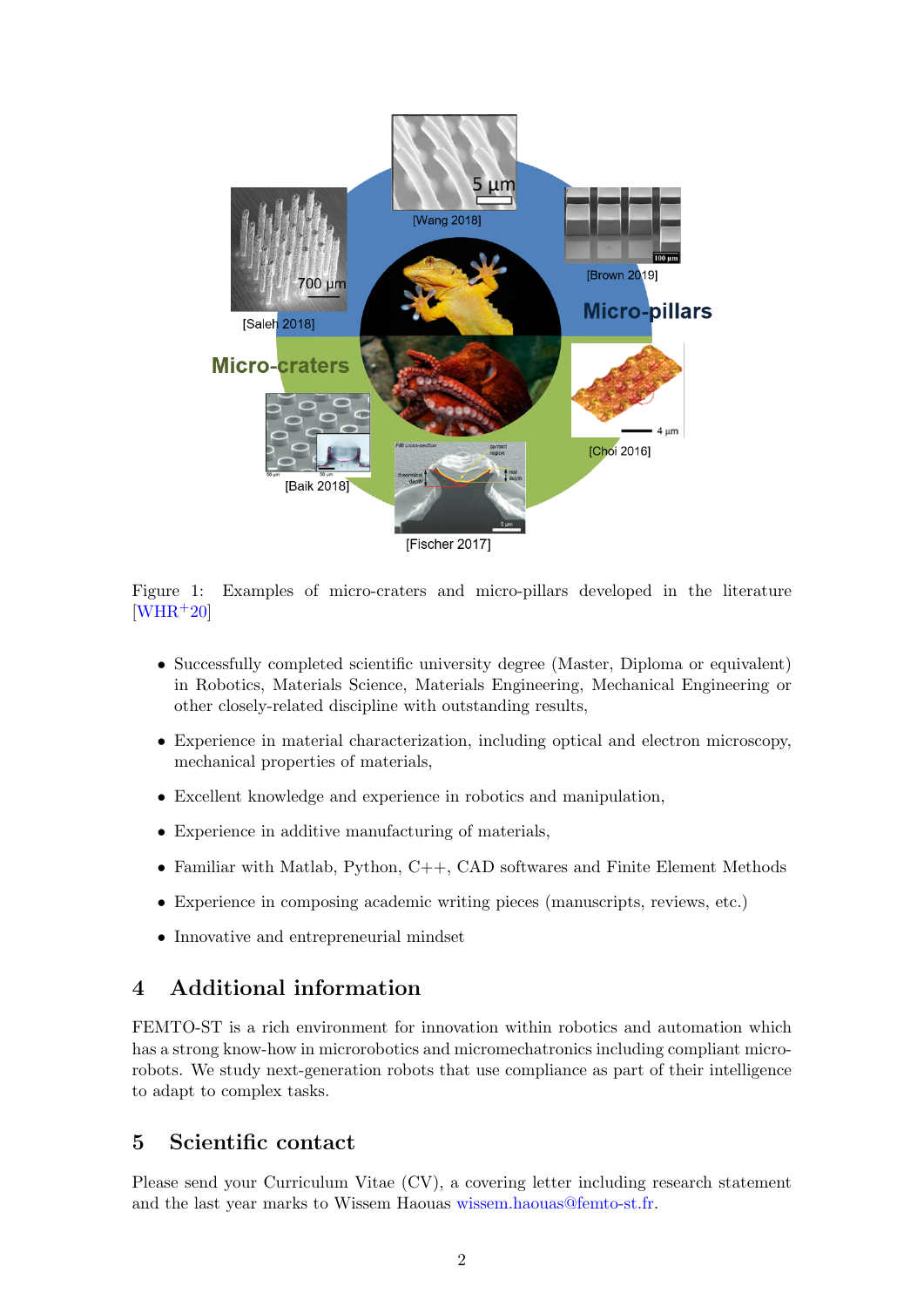Figure 1: Examples of micro-craters and micro-pillars developed in the literature [WHR+20]

- Successfully completed scientific university degree (Master, Diploma or equivalent) in Robotics, Materials Science, Materials Engineering, Mechanical Engineering or other closely-related discipline with outstanding results,
- Experience in material characterization, including optical and electron microscopy, mechanical properties of materials,
- Excellent knowledge and experience in robotics and manipulation,
- Experience in additive manufacturing of materials,
- Familiar with Matlab, Python, C++, CAD softwares and Finite Element Methods
- Experience in composing academic writing pieces (manuscripts, reviews, etc.)
- Innovative and entrepreneurial mindset

## 4 Additional information

FEMTO-ST is a rich environment for innovation within robotics and automation which has a strong know-how in microrobotics and micromechatronics including compliant micro-robots. We study next-generation robots that use compliance as part of their intelligence to adapt to complex tasks.

## 5 Scientific contact

Please send your Curriculum Vitae (CV), a covering letter including research statement and the last year marks to Wissem Haouas wissem.haouas@femto-st.fr.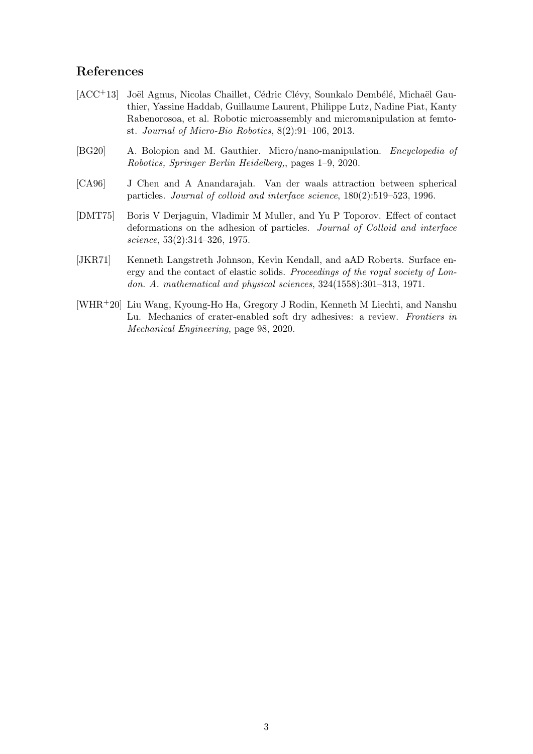## References

[ACC+13] Joël Agnus, Nicolas Chaillet, Cédric Clévy, Sounkalo Dembélé, Michaël Gauthier, Yassine Haddab, Guillaume Laurent, Philippe Lutz, Nadine Piat, Kanty Rabenorosoa, et al. Robotic microassembly and micromanipulation at femto-st. *Journal of Micro-Bio Robotics*, 8(2):91–106, 2013.

[BG20] A. Bolopion and M. Gauthier. Micro/nano-manipulation. *Encyclopedia of Robotics, Springer Berlin Heidelberg,*, pages 1–9, 2020.

[CA96] J Chen and A Anandarajah. Van der waals attraction between spherical particles. *Journal of colloid and interface science*, 180(2):519–523, 1996.

[DMT75] Boris V Derjaguin, Vladimir M Muller, and Yu P Toporov. Effect of contact deformations on the adhesion of particles. *Journal of Colloid and interface science*, 53(2):314–326, 1975.

[JKR71] Kenneth Langstreth Johnson, Kevin Kendall, and aAD Roberts. Surface energy and the contact of elastic solids. *Proceedings of the royal society of London. A. mathematical and physical sciences*, 324(1558):301–313, 1971.

[WHR+20] Liu Wang, Kyoung-Ho Ha, Gregory J Rodin, Kenneth M Liechti, and Nanshu Lu. Mechanics of crater-enabled soft dry adhesives: a review. *Frontiers in Mechanical Engineering*, page 98, 2020.